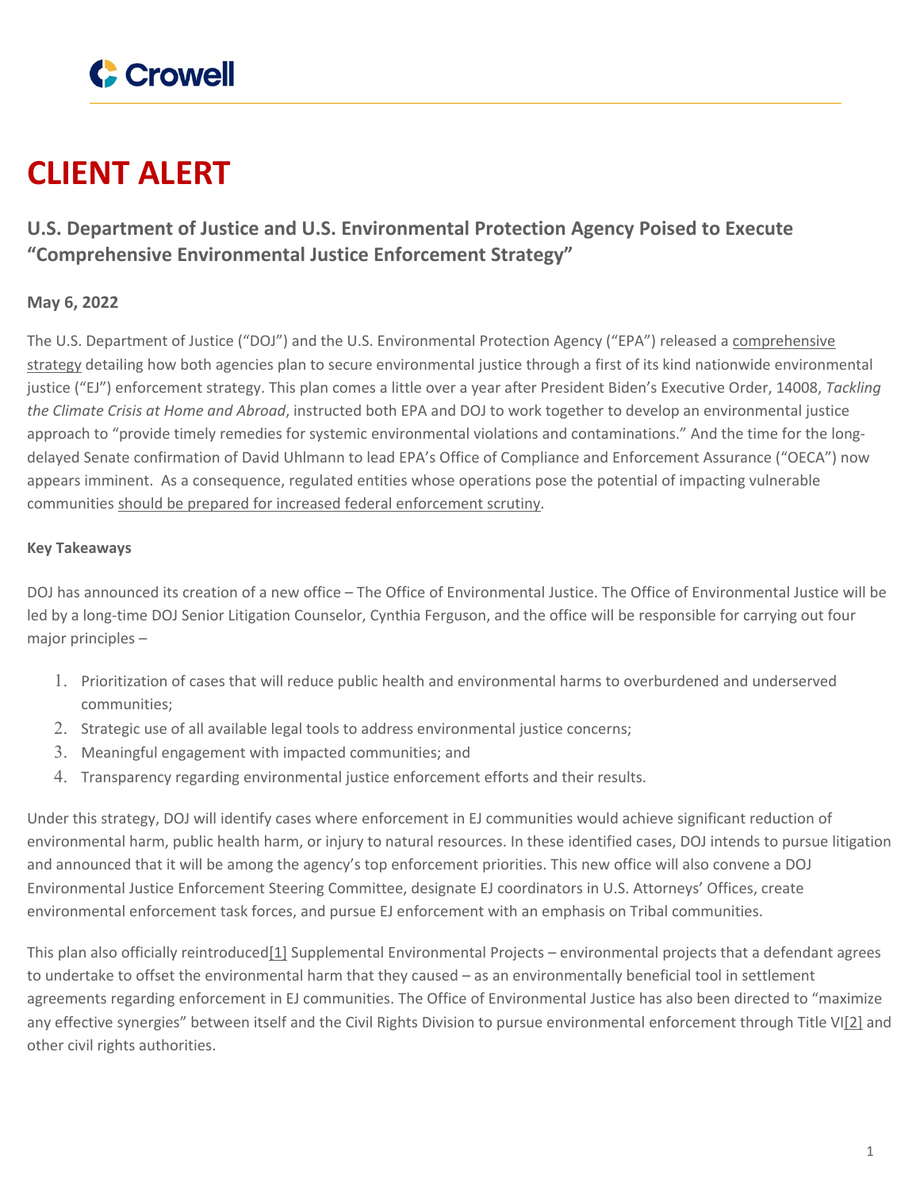# CLIENT ALERT

## U.S. Department of Justice and U.S. Environmental Protection Agency Poised to Execute "Comprehensive Environmental Justice Enforcement Strategy"

**May 6, 2022**

The U.S. Department of Justice ("DOJ") and the U.S. Environmental Protection Agency ("EPA") released a comprehensive strategy detailing how both agencies plan to secure environmental justice through a first of its kind nationwide environmental justice ("EJ") enforcement strategy. This plan comes a little over a year after President Biden's Executive Order, 14008, *Tackling the Climate Crisis at Home and Abroad*, instructed both EPA and DOJ to work together to develop an environmental justice approach to "provide timely remedies for systemic environmental violations and contaminations." And the time for the long-delayed Senate confirmation of David Uhlmann to lead EPA's Office of Compliance and Enforcement Assurance ("OECA") now appears imminent. As a consequence, regulated entities whose operations pose the potential of impacting vulnerable communities should be prepared for increased federal enforcement scrutiny.

**Key Takeaways**

DOJ has announced its creation of a new office – The Office of Environmental Justice. The Office of Environmental Justice will be led by a long-time DOJ Senior Litigation Counselor, Cynthia Ferguson, and the office will be responsible for carrying out four major principles –

1. Prioritization of cases that will reduce public health and environmental harms to overburdened and underserved communities;
2. Strategic use of all available legal tools to address environmental justice concerns;
3. Meaningful engagement with impacted communities; and
4. Transparency regarding environmental justice enforcement efforts and their results.

Under this strategy, DOJ will identify cases where enforcement in EJ communities would achieve significant reduction of environmental harm, public health harm, or injury to natural resources. In these identified cases, DOJ intends to pursue litigation and announced that it will be among the agency's top enforcement priorities. This new office will also convene a DOJ Environmental Justice Enforcement Steering Committee, designate EJ coordinators in U.S. Attorneys' Offices, create environmental enforcement task forces, and pursue EJ enforcement with an emphasis on Tribal communities.

This plan also officially reintroduced[1] Supplemental Environmental Projects – environmental projects that a defendant agrees to undertake to offset the environmental harm that they caused – as an environmentally beneficial tool in settlement agreements regarding enforcement in EJ communities. The Office of Environmental Justice has also been directed to "maximize any effective synergies" between itself and the Civil Rights Division to pursue environmental enforcement through Title VI[2] and other civil rights authorities.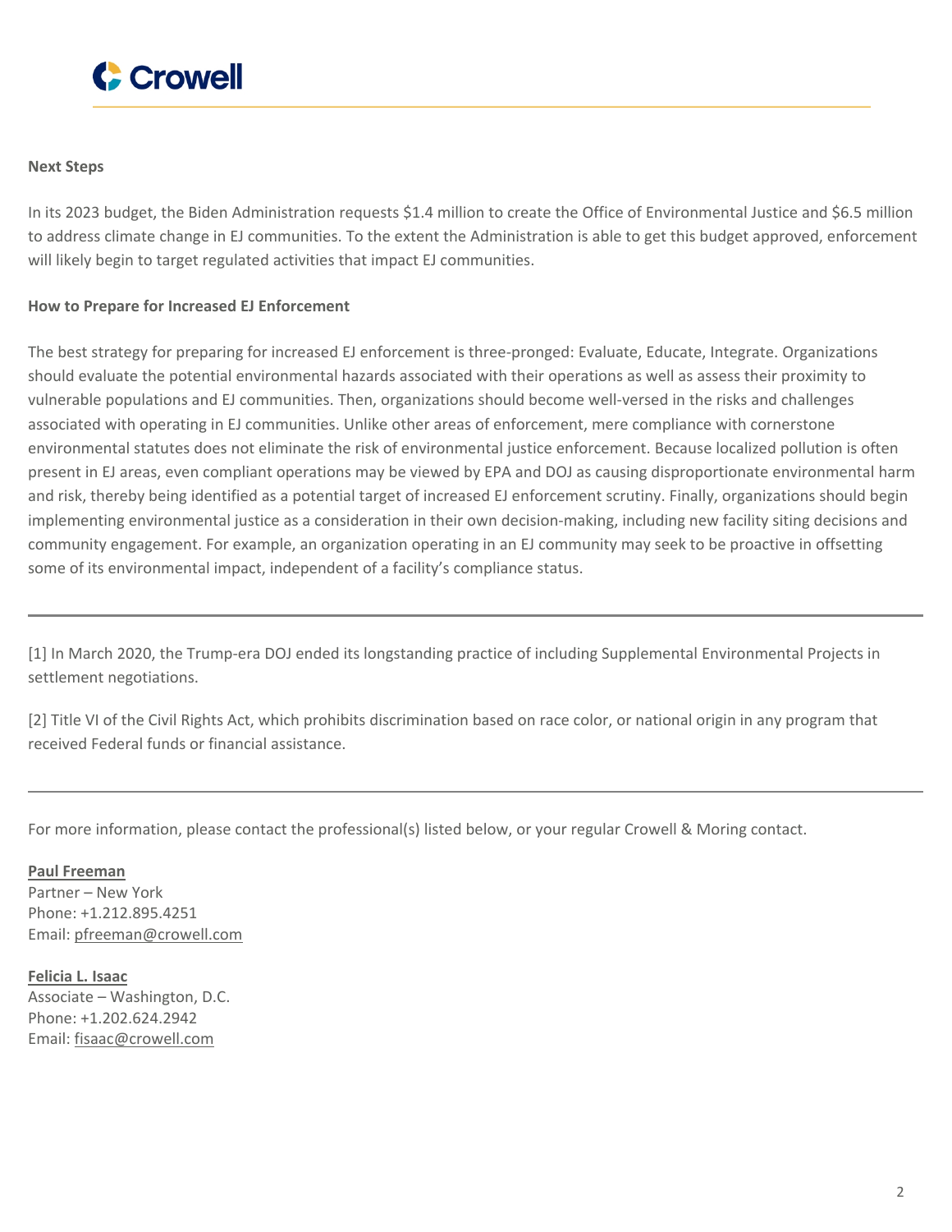**Next Steps**

In its 2023 budget, the Biden Administration requests $1.4 million to create the Office of Environmental Justice and $6.5 million to address climate change in EJ communities. To the extent the Administration is able to get this budget approved, enforcement will likely begin to target regulated activities that impact EJ communities.

**How to Prepare for Increased EJ Enforcement**

The best strategy for preparing for increased EJ enforcement is three-pronged: Evaluate, Educate, Integrate. Organizations should evaluate the potential environmental hazards associated with their operations as well as assess their proximity to vulnerable populations and EJ communities. Then, organizations should become well-versed in the risks and challenges associated with operating in EJ communities. Unlike other areas of enforcement, mere compliance with cornerstone environmental statutes does not eliminate the risk of environmental justice enforcement. Because localized pollution is often present in EJ areas, even compliant operations may be viewed by EPA and DOJ as causing disproportionate environmental harm and risk, thereby being identified as a potential target of increased EJ enforcement scrutiny. Finally, organizations should begin implementing environmental justice as a consideration in their own decision-making, including new facility siting decisions and community engagement. For example, an organization operating in an EJ community may seek to be proactive in offsetting some of its environmental impact, independent of a facility's compliance status.

---

[1] In March 2020, the Trump-era DOJ ended its longstanding practice of including Supplemental Environmental Projects in settlement negotiations.

[2] Title VI of the Civil Rights Act, which prohibits discrimination based on race color, or national origin in any program that received Federal funds or financial assistance.

---

For more information, please contact the professional(s) listed below, or your regular Crowell & Moring contact.

**Paul Freeman**
Partner – New York
Phone: +1.212.895.4251
Email: pfreeman@crowell.com

**Felicia L. Isaac**
Associate – Washington, D.C.
Phone: +1.202.624.2942
Email: fisaac@crowell.com